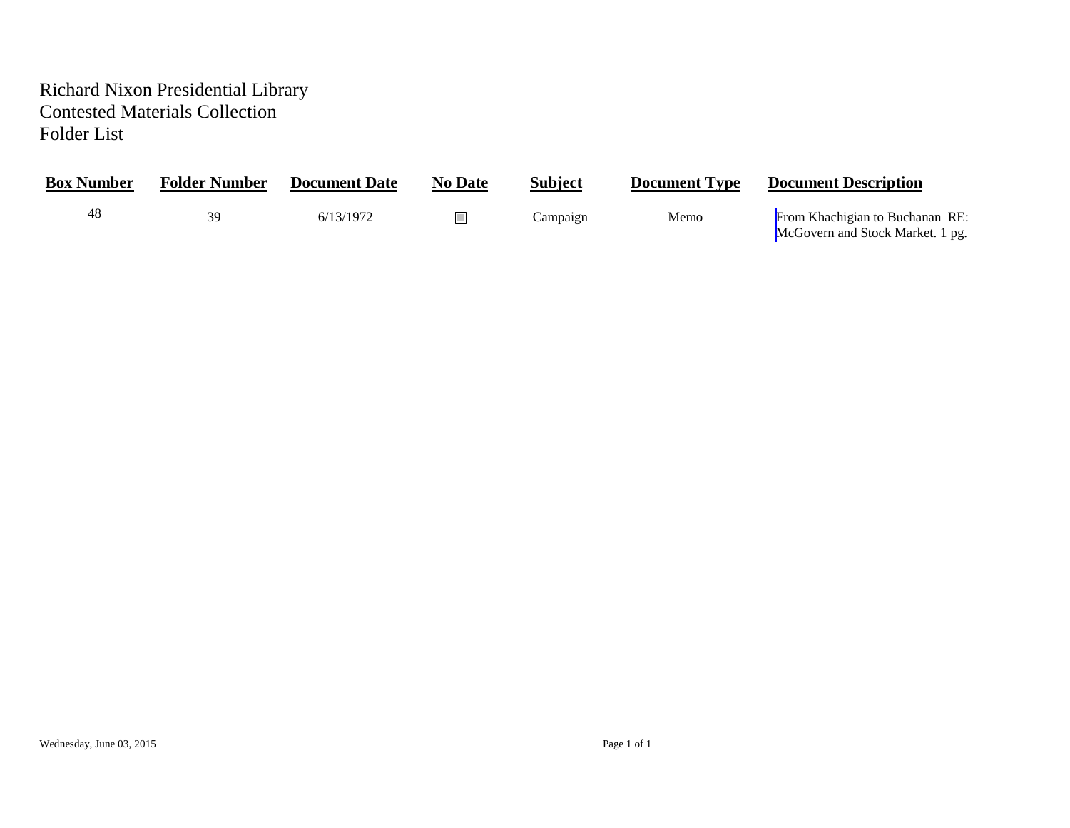# Richard Nixon Presidential Library
## Contested Materials Collection
## Folder List

| Box Number | Folder Number | Document Date | No Date | Subject | Document Type | Document Description |
|---|---|---|---|---|---|---|
| 48 | 39 | 6/13/1972 | ☐ | Campaign | Memo | From Khachigian to Buchanan RE: McGovern and Stock Market. 1 pg. |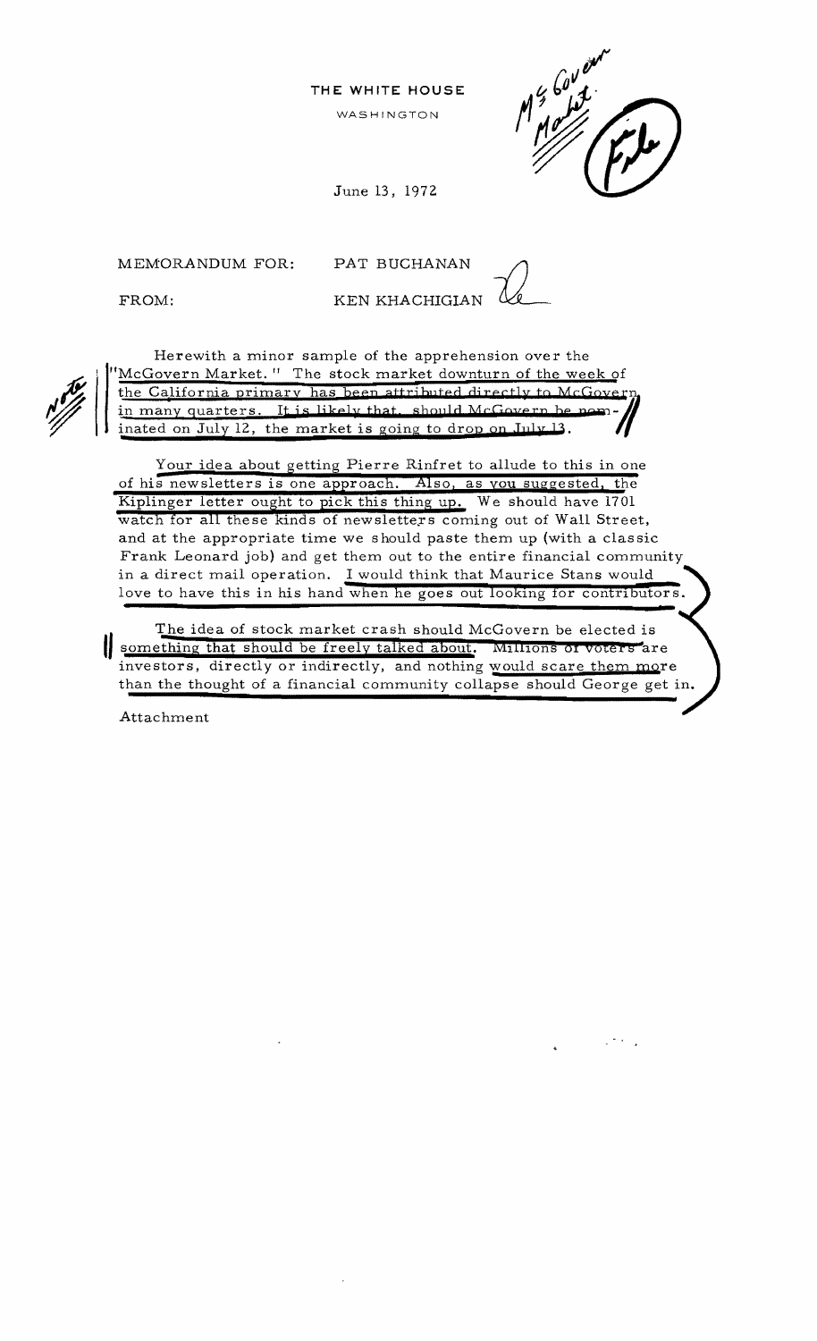THE WHITE HOUSE

WASHINGTON

McGovern Market

File

June 13, 1972

MEMORANDUM FOR: PAT BUCHANAN

FROM: KEN KHACHIGIAN

Note

Herewith a minor sample of the apprehension over the "McGovern Market." The stock market downturn of the week of the California primary has been attributed directly to McGovern in many quarters. It is likely that, should McGovern be nominated on July 12, the market is going to drop on July 13.

Your idea about getting Pierre Rinfret to allude to this in one of his newsletters is one approach. Also, as you suggested, the Kiplinger letter ought to pick this thing up. We should have 1701 watch for all these kinds of newsletters coming out of Wall Street, and at the appropriate time we should paste them up (with a classic Frank Leonard job) and get them out to the entire financial community in a direct mail operation. I would think that Maurice Stans would love to have this in his hand when he goes out looking for contributors.

The idea of stock market crash should McGovern be elected is something that should be freely talked about. Millions of voters are investors, directly or indirectly, and nothing would scare them more than the thought of a financial community collapse should George get in.

Attachment